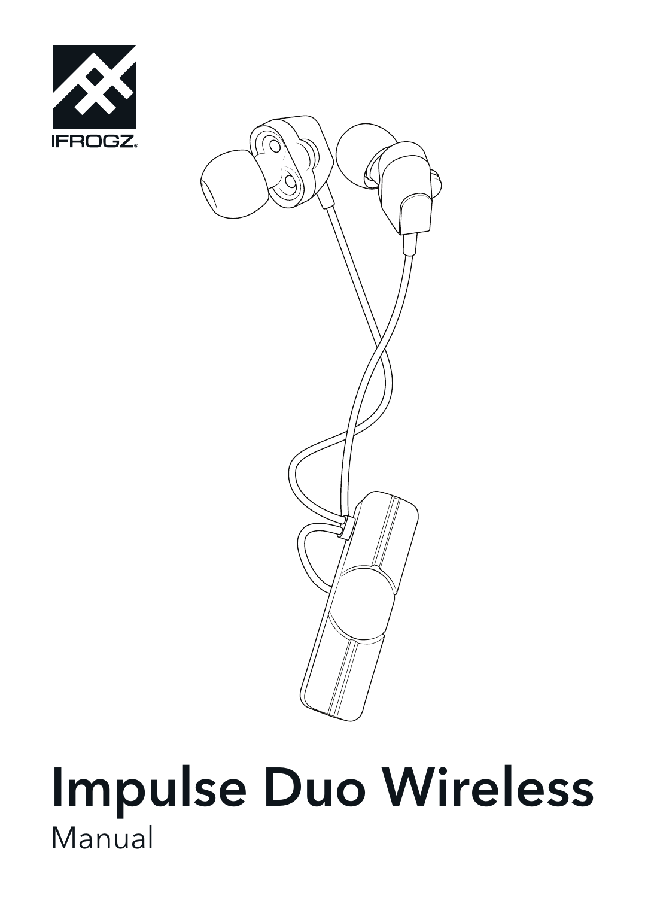IFROGZ®

# Impulse Duo Wireless

Manual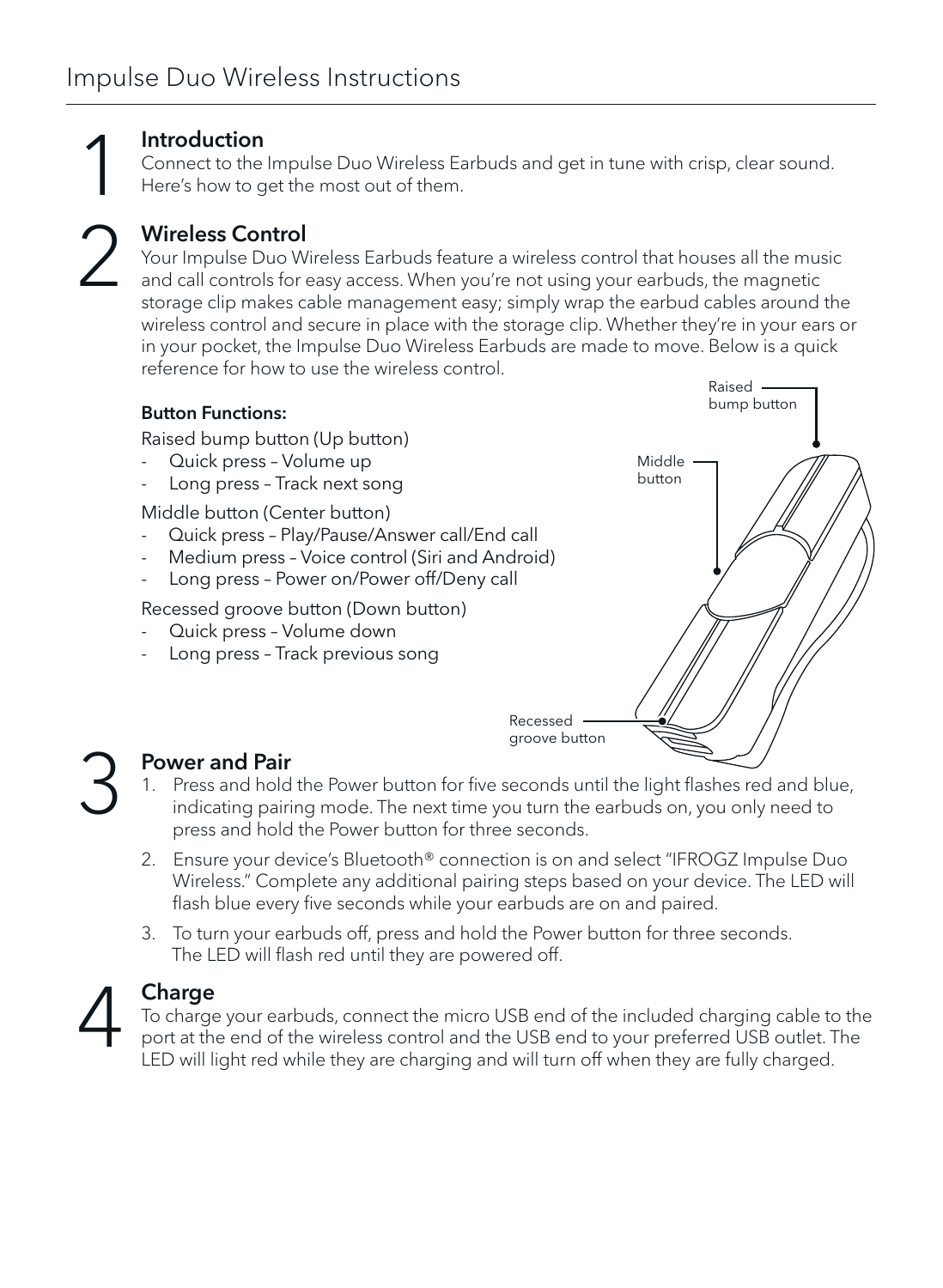# Impulse Duo Wireless Instructions

## 1 Introduction

Connect to the Impulse Duo Wireless Earbuds and get in tune with crisp, clear sound. Here's how to get the most out of them.

## 2 Wireless Control

Your Impulse Duo Wireless Earbuds feature a wireless control that houses all the music and call controls for easy access. When you're not using your earbuds, the magnetic storage clip makes cable management easy; simply wrap the earbud cables around the wireless control and secure in place with the storage clip. Whether they're in your ears or in your pocket, the Impulse Duo Wireless Earbuds are made to move. Below is a quick reference for how to use the wireless control.

**Button Functions:**

Raised bump button (Up button)

- Quick press – Volume up
- Long press – Track next song

Middle button (Center button)

- Quick press – Play/Pause/Answer call/End call
- Medium press – Voice control (Siri and Android)
- Long press – Power on/Power off/Deny call

Recessed groove button (Down button)

- Quick press – Volume down
- Long press – Track previous song

Raised bump button

Middle button

Recessed groove button

## 3 Power and Pair

1. Press and hold the Power button for five seconds until the light flashes red and blue, indicating pairing mode. The next time you turn the earbuds on, you only need to press and hold the Power button for three seconds.
2. Ensure your device's Bluetooth® connection is on and select "IFROGZ Impulse Duo Wireless." Complete any additional pairing steps based on your device. The LED will flash blue every five seconds while your earbuds are on and paired.
3. To turn your earbuds off, press and hold the Power button for three seconds. The LED will flash red until they are powered off.

## 4 Charge

To charge your earbuds, connect the micro USB end of the included charging cable to the port at the end of the wireless control and the USB end to your preferred USB outlet. The LED will light red while they are charging and will turn off when they are fully charged.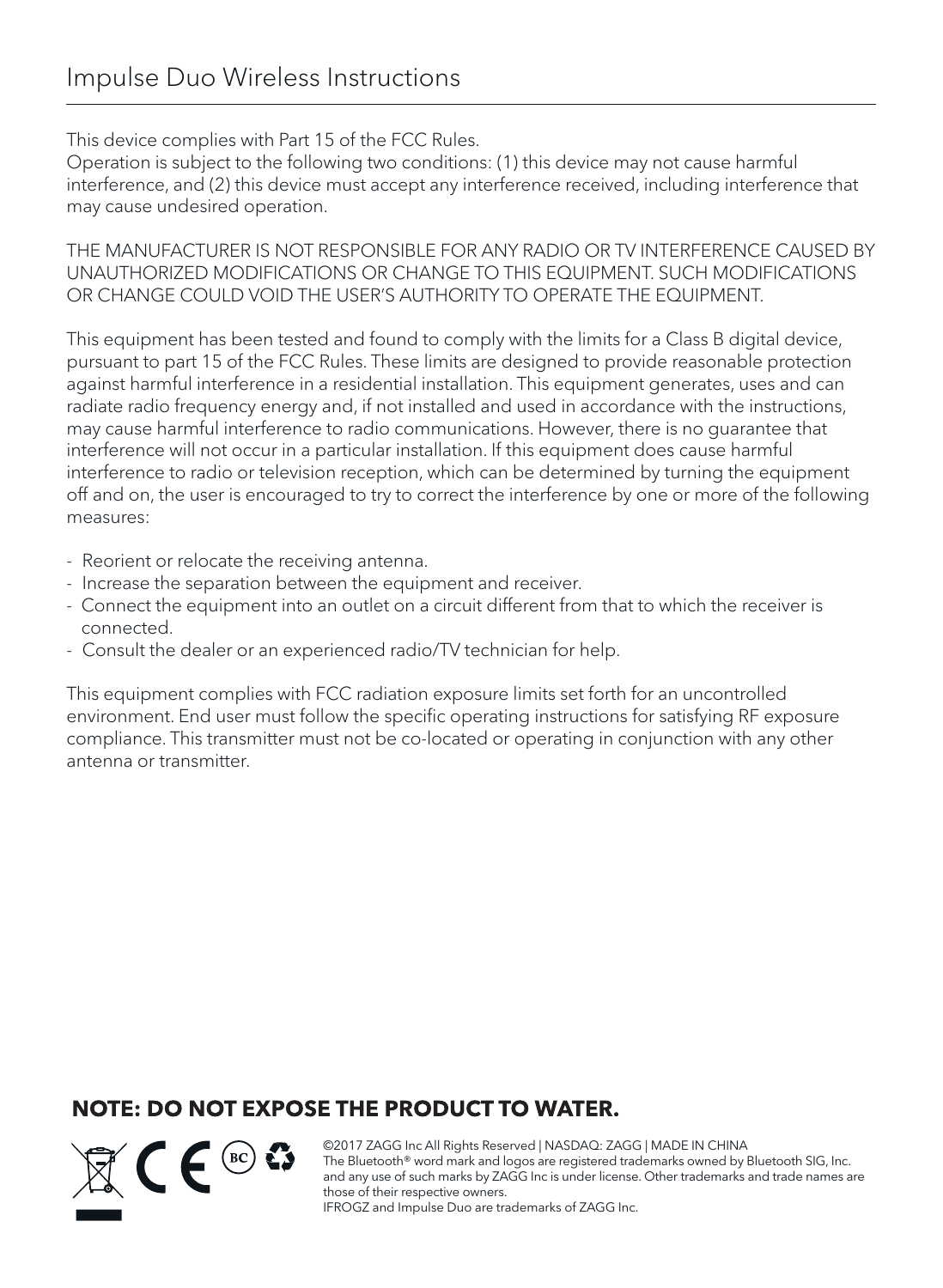# Impulse Duo Wireless Instructions

This device complies with Part 15 of the FCC Rules.
Operation is subject to the following two conditions: (1) this device may not cause harmful interference, and (2) this device must accept any interference received, including interference that may cause undesired operation.

THE MANUFACTURER IS NOT RESPONSIBLE FOR ANY RADIO OR TV INTERFERENCE CAUSED BY UNAUTHORIZED MODIFICATIONS OR CHANGE TO THIS EQUIPMENT. SUCH MODIFICATIONS OR CHANGE COULD VOID THE USER'S AUTHORITY TO OPERATE THE EQUIPMENT.

This equipment has been tested and found to comply with the limits for a Class B digital device, pursuant to part 15 of the FCC Rules. These limits are designed to provide reasonable protection against harmful interference in a residential installation. This equipment generates, uses and can radiate radio frequency energy and, if not installed and used in accordance with the instructions, may cause harmful interference to radio communications. However, there is no guarantee that interference will not occur in a particular installation. If this equipment does cause harmful interference to radio or television reception, which can be determined by turning the equipment off and on, the user is encouraged to try to correct the interference by one or more of the following measures:

- Reorient or relocate the receiving antenna.
- Increase the separation between the equipment and receiver.
- Connect the equipment into an outlet on a circuit different from that to which the receiver is connected.
- Consult the dealer or an experienced radio/TV technician for help.

This equipment complies with FCC radiation exposure limits set forth for an uncontrolled environment. End user must follow the specific operating instructions for satisfying RF exposure compliance. This transmitter must not be co-located or operating in conjunction with any other antenna or transmitter.

**NOTE: DO NOT EXPOSE THE PRODUCT TO WATER.**

©2017 ZAGG Inc All Rights Reserved | NASDAQ: ZAGG | MADE IN CHINA
The Bluetooth® word mark and logos are registered trademarks owned by Bluetooth SIG, Inc. and any use of such marks by ZAGG Inc is under license. Other trademarks and trade names are those of their respective owners.
IFROGZ and Impulse Duo are trademarks of ZAGG Inc.